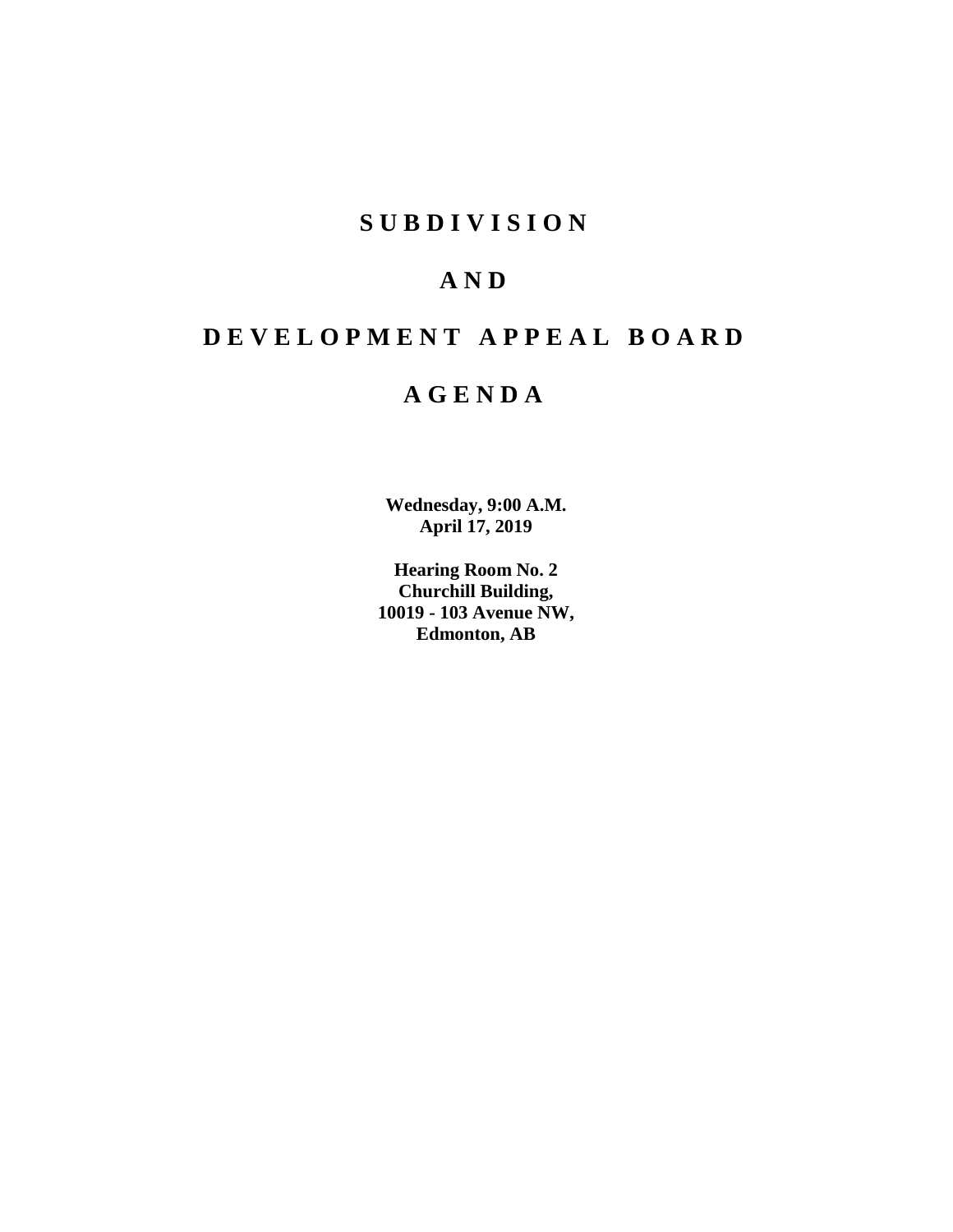# S U B D I V I S I O N

# A N D

# D E V E L O P M E N T   A P P E A L   B O A R D

# A G E N D A

**Wednesday, 9:00 A.M.**
**April 17, 2019**

**Hearing Room No. 2**
**Churchill Building,**
**10019 - 103 Avenue NW,**
**Edmonton, AB**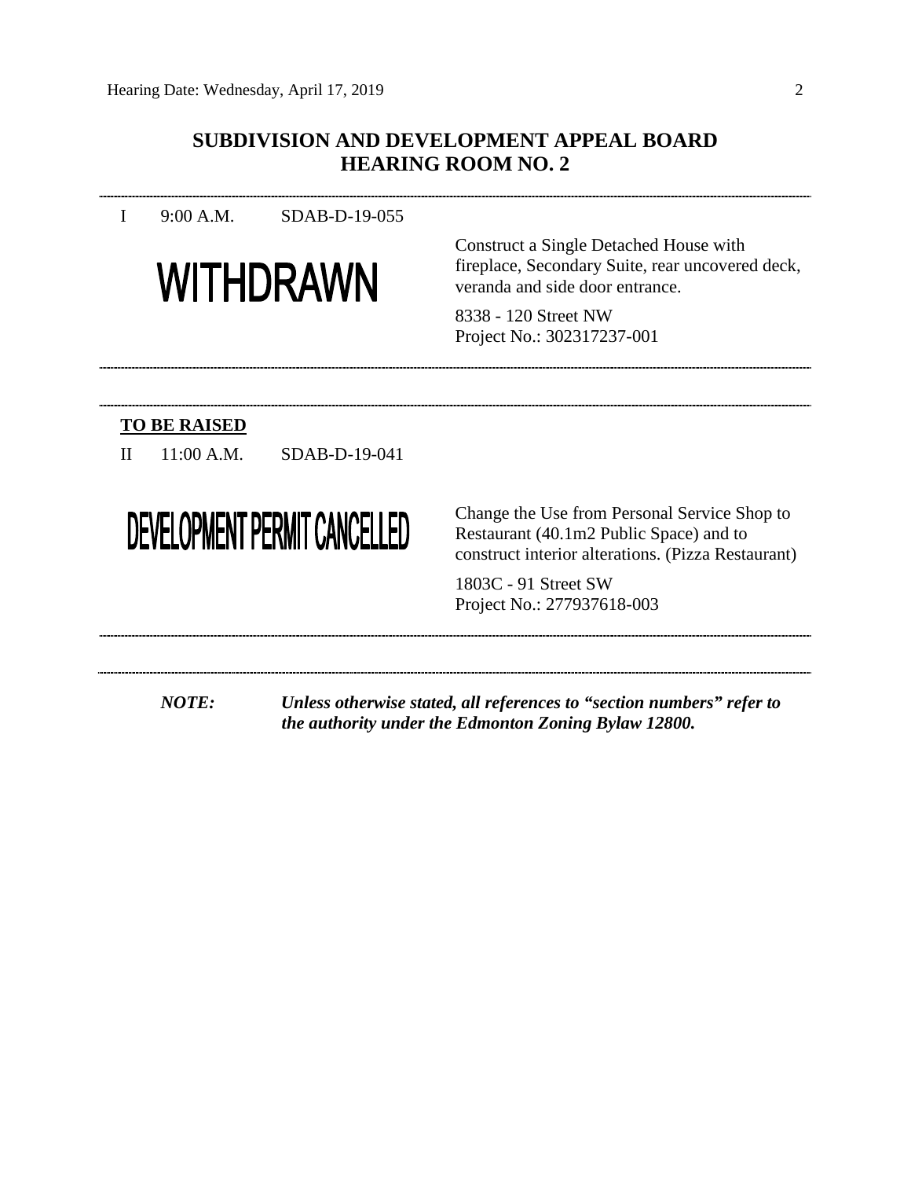## SUBDIVISION AND DEVELOPMENT APPEAL BOARD
## HEARING ROOM NO. 2

---

I 9:00 A.M. SDAB-D-19-055

**WITHDRAWN**

Construct a Single Detached House with fireplace, Secondary Suite, rear uncovered deck, veranda and side door entrance.

8338 - 120 Street NW
Project No.: 302317237-001

---

**TO BE RAISED**

II 11:00 A.M. SDAB-D-19-041

**DEVELOPMENT PERMIT CANCELLED**

Change the Use from Personal Service Shop to Restaurant (40.1m2 Public Space) and to construct interior alterations. (Pizza Restaurant)

1803C - 91 Street SW
Project No.: 277937618-003

---

***NOTE:*** ***Unless otherwise stated, all references to "section numbers" refer to the authority under the Edmonton Zoning Bylaw 12800.***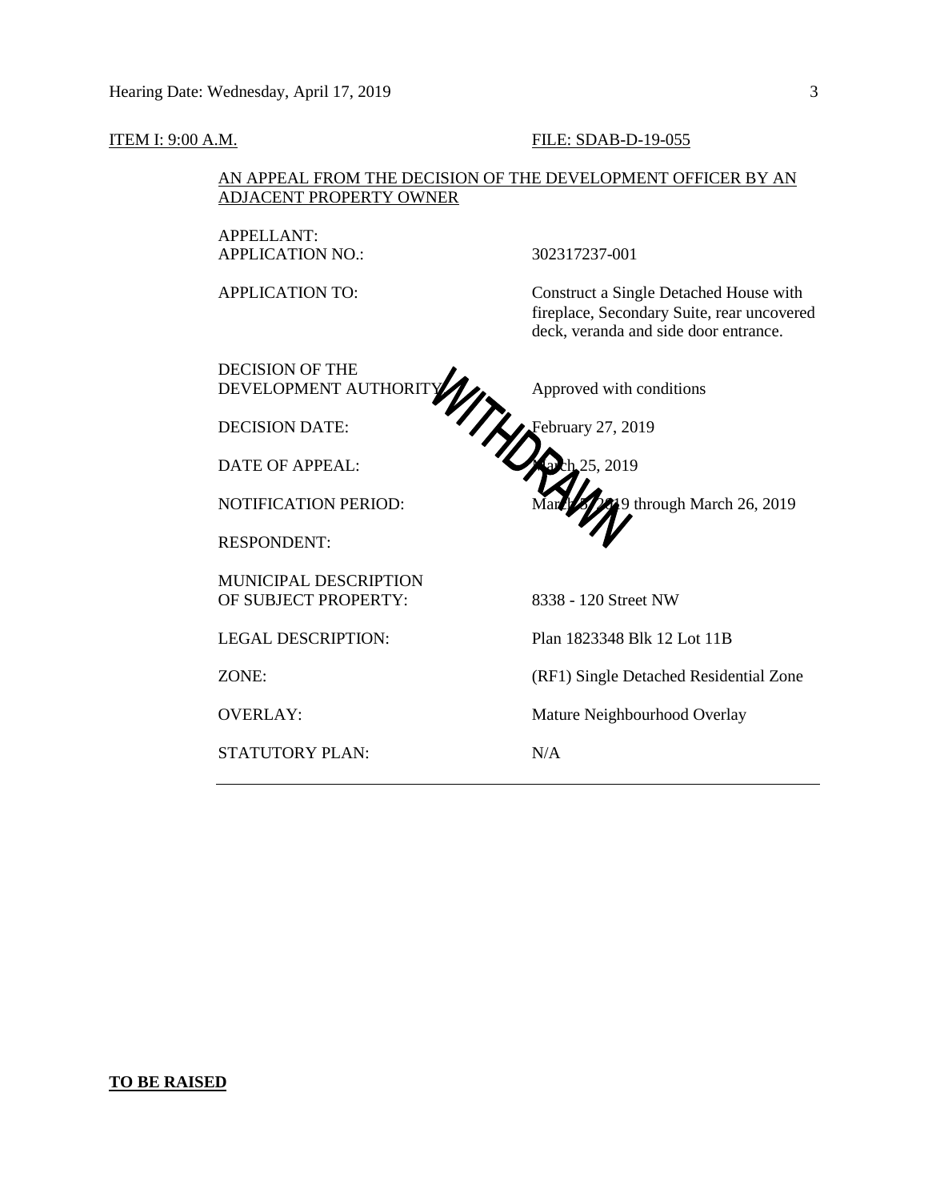ITEM I: 9:00 A.M. FILE: SDAB-D-19-055

AN APPEAL FROM THE DECISION OF THE DEVELOPMENT OFFICER BY AN ADJACENT PROPERTY OWNER

WITHDRAWN

| | |
|---|---|
| APPELLANT: | |
| APPLICATION NO.: | 302317237-001 |
| APPLICATION TO: | Construct a Single Detached House with fireplace, Secondary Suite, rear uncovered deck, veranda and side door entrance. |
| DECISION OF THE DEVELOPMENT AUTHORITY: | Approved with conditions |
| DECISION DATE: | February 27, 2019 |
| DATE OF APPEAL: | March 25, 2019 |
| NOTIFICATION PERIOD: | March 5, 2019 through March 26, 2019 |
| RESPONDENT: | |
| MUNICIPAL DESCRIPTION OF SUBJECT PROPERTY: | 8338 - 120 Street NW |
| LEGAL DESCRIPTION: | Plan 1823348 Blk 12 Lot 11B |
| ZONE: | (RF1) Single Detached Residential Zone |
| OVERLAY: | Mature Neighbourhood Overlay |
| STATUTORY PLAN: | N/A |

---

**TO BE RAISED**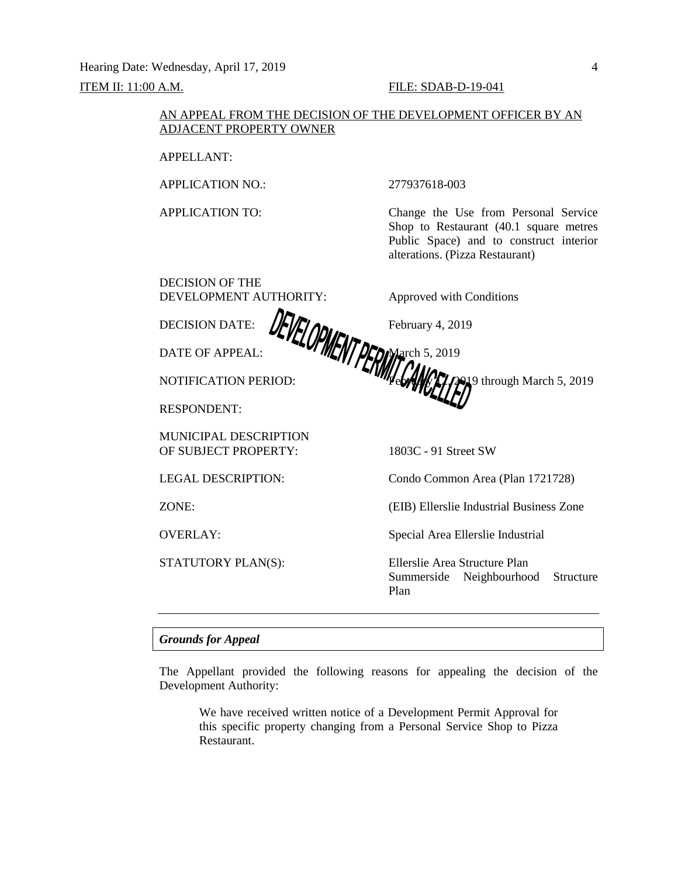ITEM II: 11:00 A.M. FILE: SDAB-D-19-041

AN APPEAL FROM THE DECISION OF THE DEVELOPMENT OFFICER BY AN ADJACENT PROPERTY OWNER

| | |
|---|---|
| APPELLANT: | |
| APPLICATION NO.: | 277937618-003 |
| APPLICATION TO: | Change the Use from Personal Service Shop to Restaurant (40.1 square metres Public Space) and to construct interior alterations. (Pizza Restaurant) |
| DECISION OF THE DEVELOPMENT AUTHORITY: | Approved with Conditions |
| DECISION DATE: | February 4, 2019 |
| DATE OF APPEAL: | March 5, 2019 |
| NOTIFICATION PERIOD: | February 12, 2019 through March 5, 2019 |
| RESPONDENT: | |
| MUNICIPAL DESCRIPTION OF SUBJECT PROPERTY: | 1803C - 91 Street SW |
| LEGAL DESCRIPTION: | Condo Common Area (Plan 1721728) |
| ZONE: | (EIB) Ellerslie Industrial Business Zone |
| OVERLAY: | Special Area Ellerslie Industrial |
| STATUTORY PLAN(S): | Ellerslie Area Structure Plan<br>Summerside Neighbourhood Structure Plan |

DEVELOPMENT PERMIT CANCELLED

---

***Grounds for Appeal***

The Appellant provided the following reasons for appealing the decision of the Development Authority:

> We have received written notice of a Development Permit Approval for this specific property changing from a Personal Service Shop to Pizza Restaurant.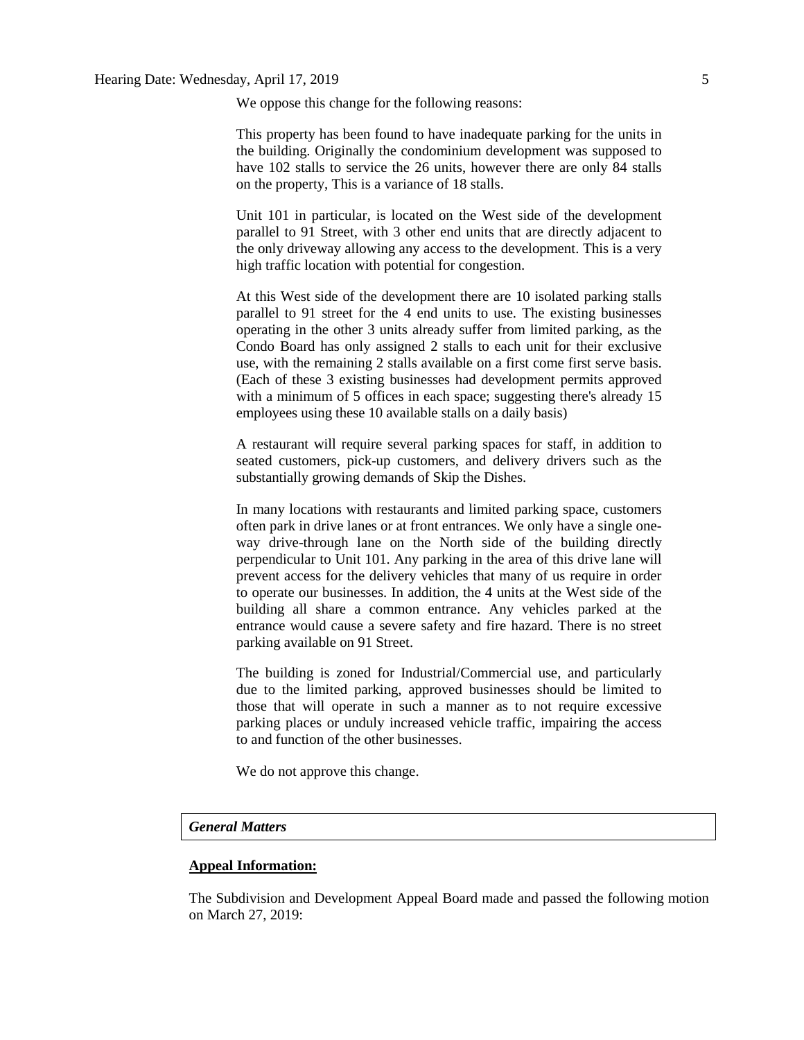We oppose this change for the following reasons:

This property has been found to have inadequate parking for the units in the building. Originally the condominium development was supposed to have 102 stalls to service the 26 units, however there are only 84 stalls on the property, This is a variance of 18 stalls.

Unit 101 in particular, is located on the West side of the development parallel to 91 Street, with 3 other end units that are directly adjacent to the only driveway allowing any access to the development. This is a very high traffic location with potential for congestion.

At this West side of the development there are 10 isolated parking stalls parallel to 91 street for the 4 end units to use. The existing businesses operating in the other 3 units already suffer from limited parking, as the Condo Board has only assigned 2 stalls to each unit for their exclusive use, with the remaining 2 stalls available on a first come first serve basis. (Each of these 3 existing businesses had development permits approved with a minimum of 5 offices in each space; suggesting there's already 15 employees using these 10 available stalls on a daily basis)

A restaurant will require several parking spaces for staff, in addition to seated customers, pick-up customers, and delivery drivers such as the substantially growing demands of Skip the Dishes.

In many locations with restaurants and limited parking space, customers often park in drive lanes or at front entrances. We only have a single one-way drive-through lane on the North side of the building directly perpendicular to Unit 101. Any parking in the area of this drive lane will prevent access for the delivery vehicles that many of us require in order to operate our businesses. In addition, the 4 units at the West side of the building all share a common entrance. Any vehicles parked at the entrance would cause a severe safety and fire hazard. There is no street parking available on 91 Street.

The building is zoned for Industrial/Commercial use, and particularly due to the limited parking, approved businesses should be limited to those that will operate in such a manner as to not require excessive parking places or unduly increased vehicle traffic, impairing the access to and function of the other businesses.

We do not approve this change.

***General Matters***

**Appeal Information:**

The Subdivision and Development Appeal Board made and passed the following motion on March 27, 2019: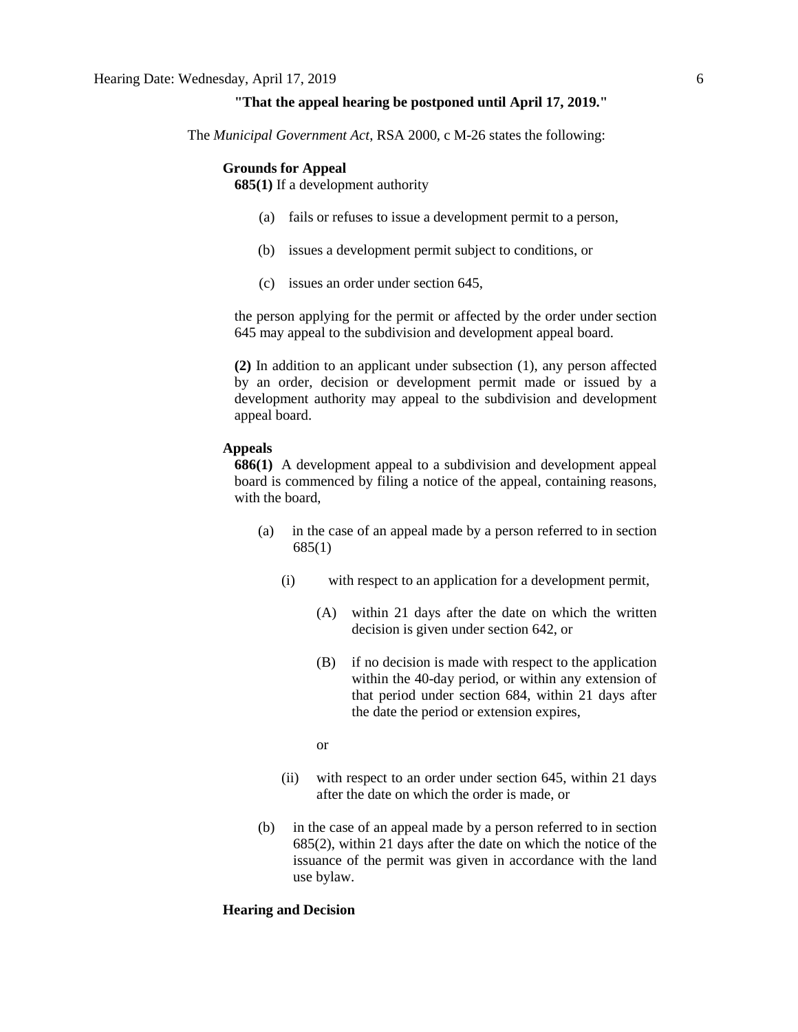**"That the appeal hearing be postponed until April 17, 2019."**

The *Municipal Government Act*, RSA 2000, c M-26 states the following:

**Grounds for Appeal**

**685(1)** If a development authority

(a) fails or refuses to issue a development permit to a person,

(b) issues a development permit subject to conditions, or

(c) issues an order under section 645,

the person applying for the permit or affected by the order under section 645 may appeal to the subdivision and development appeal board.

**(2)** In addition to an applicant under subsection (1), any person affected by an order, decision or development permit made or issued by a development authority may appeal to the subdivision and development appeal board.

**Appeals**

**686(1)** A development appeal to a subdivision and development appeal board is commenced by filing a notice of the appeal, containing reasons, with the board,

(a) in the case of an appeal made by a person referred to in section 685(1)

(i) with respect to an application for a development permit,

(A) within 21 days after the date on which the written decision is given under section 642, or

(B) if no decision is made with respect to the application within the 40-day period, or within any extension of that period under section 684, within 21 days after the date the period or extension expires,

or

(ii) with respect to an order under section 645, within 21 days after the date on which the order is made, or

(b) in the case of an appeal made by a person referred to in section 685(2), within 21 days after the date on which the notice of the issuance of the permit was given in accordance with the land use bylaw.

**Hearing and Decision**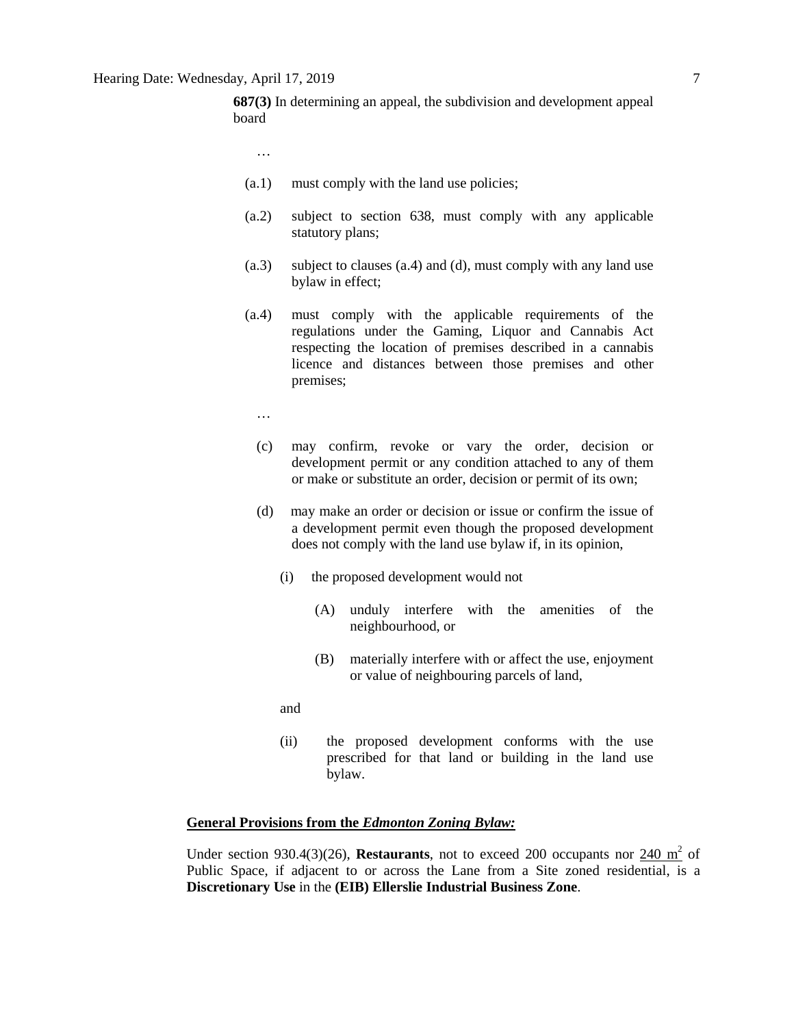**687(3)** In determining an appeal, the subdivision and development appeal board

…

(a.1) must comply with the land use policies;

(a.2) subject to section 638, must comply with any applicable statutory plans;

(a.3) subject to clauses (a.4) and (d), must comply with any land use bylaw in effect;

(a.4) must comply with the applicable requirements of the regulations under the Gaming, Liquor and Cannabis Act respecting the location of premises described in a cannabis licence and distances between those premises and other premises;

…

(c) may confirm, revoke or vary the order, decision or development permit or any condition attached to any of them or make or substitute an order, decision or permit of its own;

(d) may make an order or decision or issue or confirm the issue of a development permit even though the proposed development does not comply with the land use bylaw if, in its opinion,

(i) the proposed development would not

(A) unduly interfere with the amenities of the neighbourhood, or

(B) materially interfere with or affect the use, enjoyment or value of neighbouring parcels of land,

and

(ii) the proposed development conforms with the use prescribed for that land or building in the land use bylaw.

**General Provisions from the *Edmonton Zoning Bylaw:***

Under section 930.4(3)(26), **Restaurants**, not to exceed 200 occupants nor 240 $m^2$ of Public Space, if adjacent to or across the Lane from a Site zoned residential, is a **Discretionary Use** in the **(EIB) Ellerslie Industrial Business Zone**.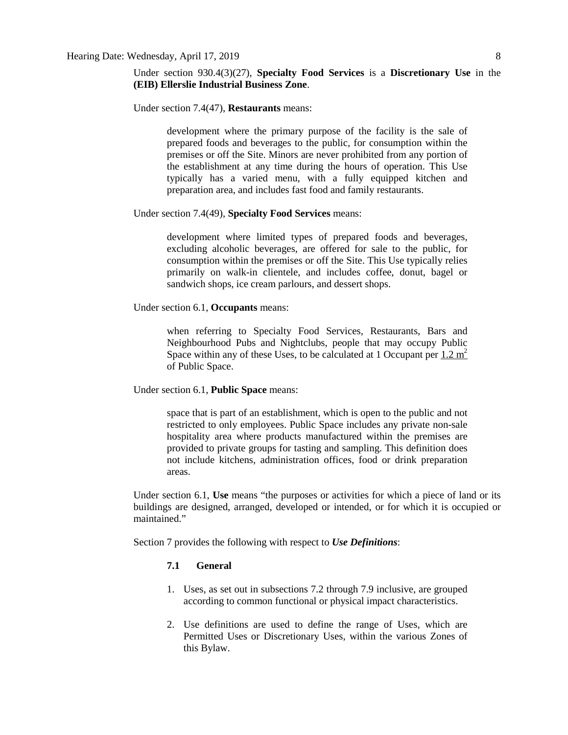Under section 930.4(3)(27), **Specialty Food Services** is a **Discretionary Use** in the **(EIB) Ellerslie Industrial Business Zone**.

Under section 7.4(47), **Restaurants** means:

> development where the primary purpose of the facility is the sale of prepared foods and beverages to the public, for consumption within the premises or off the Site. Minors are never prohibited from any portion of the establishment at any time during the hours of operation. This Use typically has a varied menu, with a fully equipped kitchen and preparation area, and includes fast food and family restaurants.

Under section 7.4(49), **Specialty Food Services** means:

> development where limited types of prepared foods and beverages, excluding alcoholic beverages, are offered for sale to the public, for consumption within the premises or off the Site. This Use typically relies primarily on walk-in clientele, and includes coffee, donut, bagel or sandwich shops, ice cream parlours, and dessert shops.

Under section 6.1, **Occupants** means:

> when referring to Specialty Food Services, Restaurants, Bars and Neighbourhood Pubs and Nightclubs, people that may occupy Public Space within any of these Uses, to be calculated at 1 Occupant per $1.2 \text{ m}^2$ of Public Space.

Under section 6.1, **Public Space** means:

> space that is part of an establishment, which is open to the public and not restricted to only employees. Public Space includes any private non-sale hospitality area where products manufactured within the premises are provided to private groups for tasting and sampling. This definition does not include kitchens, administration offices, food or drink preparation areas.

Under section 6.1, **Use** means "the purposes or activities for which a piece of land or its buildings are designed, arranged, developed or intended, or for which it is occupied or maintained."

Section 7 provides the following with respect to ***Use Definitions***:

> **7.1 General**
>
> 1. Uses, as set out in subsections 7.2 through 7.9 inclusive, are grouped according to common functional or physical impact characteristics.
>
> 2. Use definitions are used to define the range of Uses, which are Permitted Uses or Discretionary Uses, within the various Zones of this Bylaw.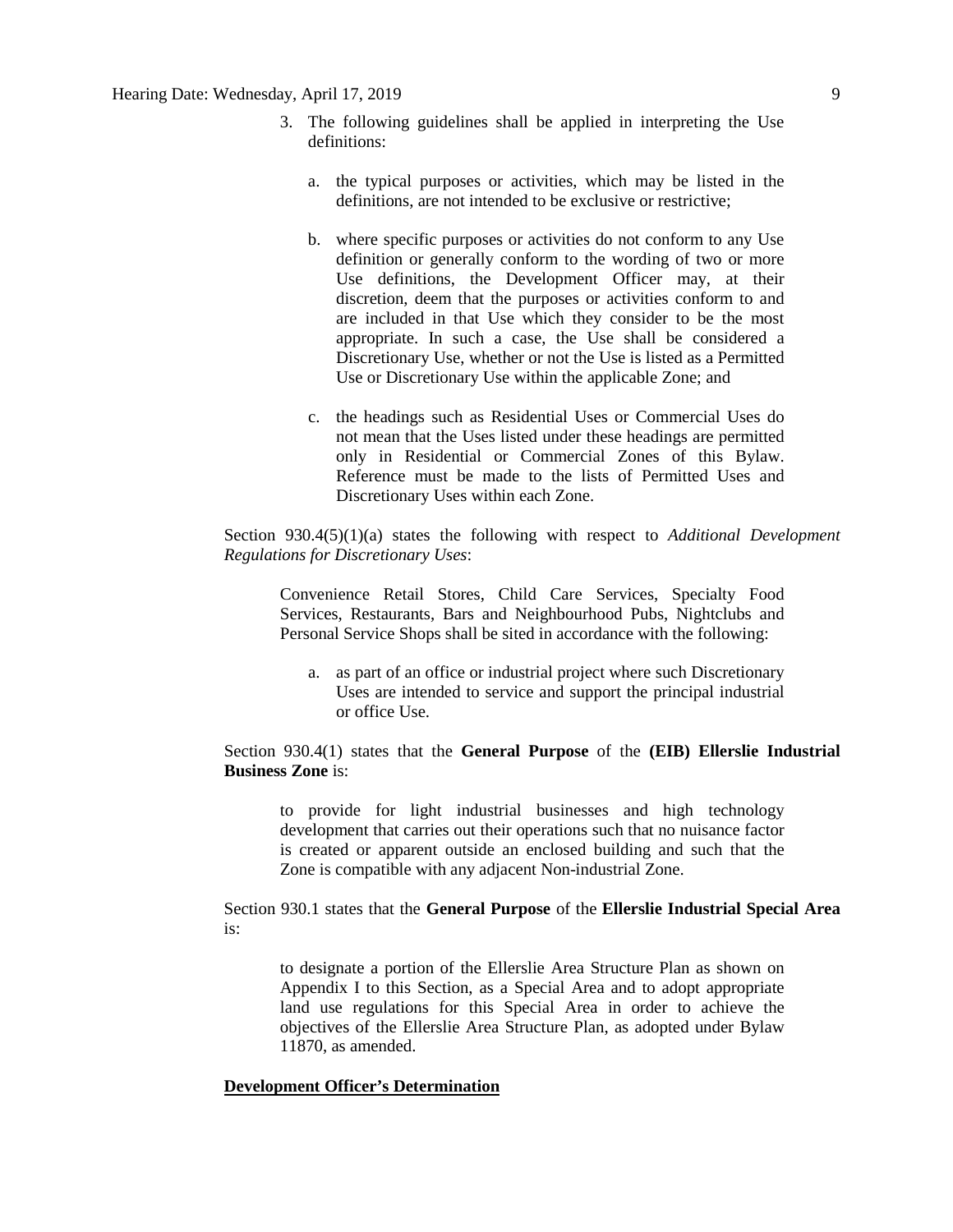3. The following guidelines shall be applied in interpreting the Use definitions:

   a. the typical purposes or activities, which may be listed in the definitions, are not intended to be exclusive or restrictive;

   b. where specific purposes or activities do not conform to any Use definition or generally conform to the wording of two or more Use definitions, the Development Officer may, at their discretion, deem that the purposes or activities conform to and are included in that Use which they consider to be the most appropriate. In such a case, the Use shall be considered a Discretionary Use, whether or not the Use is listed as a Permitted Use or Discretionary Use within the applicable Zone; and

   c. the headings such as Residential Uses or Commercial Uses do not mean that the Uses listed under these headings are permitted only in Residential or Commercial Zones of this Bylaw. Reference must be made to the lists of Permitted Uses and Discretionary Uses within each Zone.

Section 930.4(5)(1)(a) states the following with respect to *Additional Development Regulations for Discretionary Uses*:

> Convenience Retail Stores, Child Care Services, Specialty Food Services, Restaurants, Bars and Neighbourhood Pubs, Nightclubs and Personal Service Shops shall be sited in accordance with the following:
>
> a. as part of an office or industrial project where such Discretionary Uses are intended to service and support the principal industrial or office Use.

Section 930.4(1) states that the **General Purpose** of the **(EIB) Ellerslie Industrial Business Zone** is:

> to provide for light industrial businesses and high technology development that carries out their operations such that no nuisance factor is created or apparent outside an enclosed building and such that the Zone is compatible with any adjacent Non-industrial Zone.

Section 930.1 states that the **General Purpose** of the **Ellerslie Industrial Special Area** is:

> to designate a portion of the Ellerslie Area Structure Plan as shown on Appendix I to this Section, as a Special Area and to adopt appropriate land use regulations for this Special Area in order to achieve the objectives of the Ellerslie Area Structure Plan, as adopted under Bylaw 11870, as amended.

**Development Officer's Determination**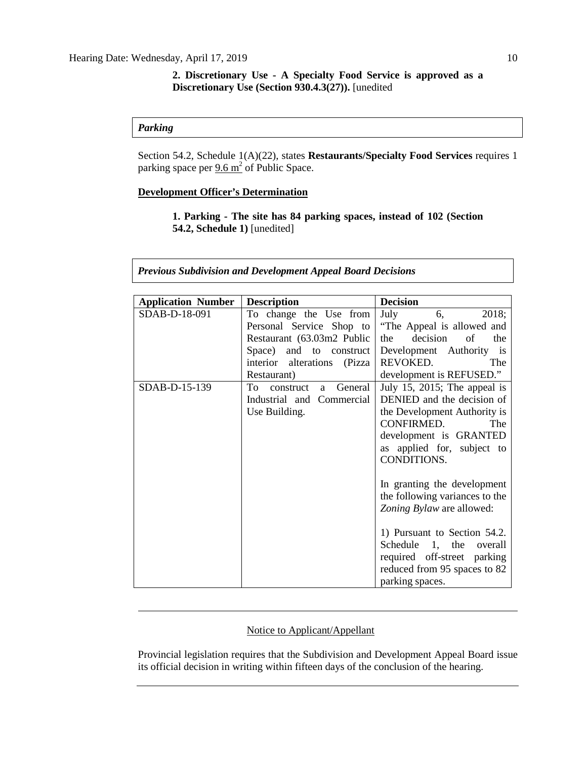**2. Discretionary Use - A Specialty Food Service is approved as a Discretionary Use (Section 930.4.3(27)).** [unedited

***Parking***

Section 54.2, Schedule 1(A)(22), states **Restaurants/Specialty Food Services** requires 1 parking space per 9.6 $m^2$ of Public Space.

**Development Officer's Determination**

**1. Parking - The site has 84 parking spaces, instead of 102 (Section 54.2, Schedule 1)** [unedited]

***Previous Subdivision and Development Appeal Board Decisions***

| Application Number | Description | Decision |
|---|---|---|
| SDAB-D-18-091 | To change the Use from Personal Service Shop to Restaurant (63.03m2 Public Space) and to construct interior alterations (Pizza Restaurant) | July 6, 2018; "The Appeal is allowed and the decision of the Development Authority is REVOKED. The development is REFUSED." |
| SDAB-D-15-139 | To construct a General Industrial and Commercial Use Building. | July 15, 2015; The appeal is DENIED and the decision of the Development Authority is CONFIRMED. The development is GRANTED as applied for, subject to CONDITIONS.<br><br>In granting the development the following variances to the *Zoning Bylaw* are allowed:<br><br>1) Pursuant to Section 54.2. Schedule 1, the overall required off-street parking reduced from 95 spaces to 82 parking spaces. |

---

Notice to Applicant/Appellant

Provincial legislation requires that the Subdivision and Development Appeal Board issue its official decision in writing within fifteen days of the conclusion of the hearing.

---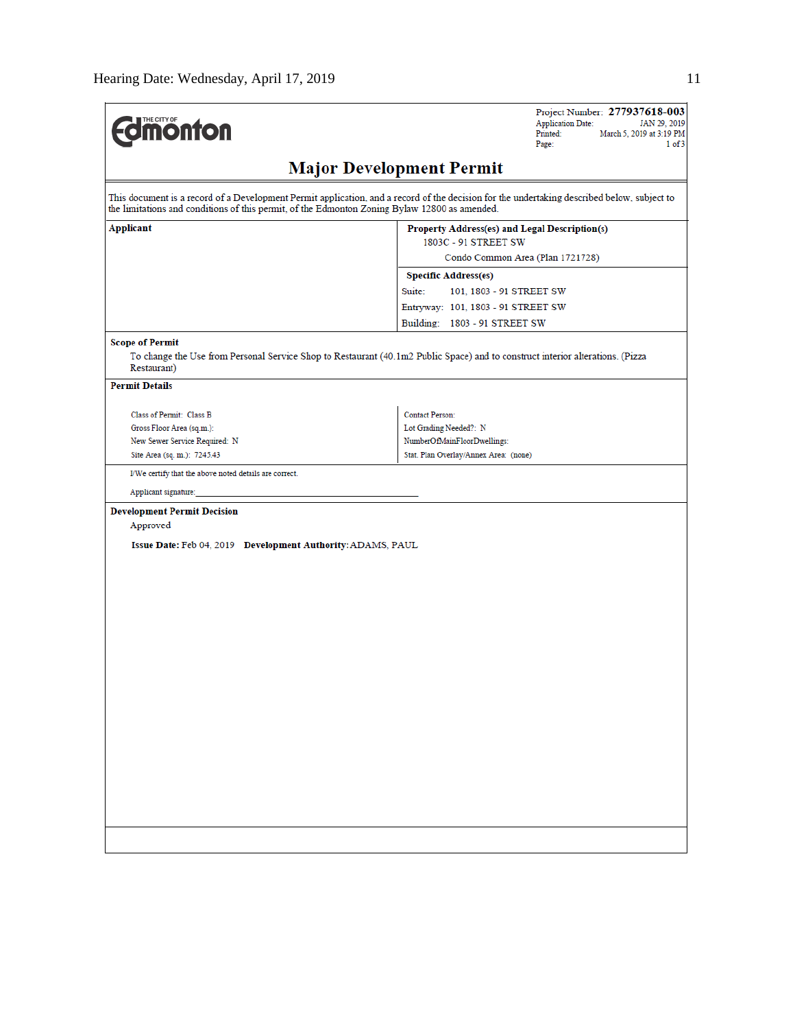THE CITY OF **Edmonton**

Project Number: **277937618-003**
Application Date: JAN 29, 2019
Printed: March 5, 2019 at 3:19 PM
Page: 1 of 3

# Major Development Permit

This document is a record of a Development Permit application, and a record of the decision for the undertaking described below, subject to the limitations and conditions of this permit, of the Edmonton Zoning Bylaw 12800 as amended.

| **Applicant** | **Property Address(es) and Legal Description(s)** |
|---|---|
| | 1803C - 91 STREET SW<br>Condo Common Area (Plan 1721728) |
| | **Specific Address(es)**<br>Suite: 101, 1803 - 91 STREET SW<br>Entryway: 101, 1803 - 91 STREET SW<br>Building: 1803 - 91 STREET SW |

**Scope of Permit**

To change the Use from Personal Service Shop to Restaurant (40.1m2 Public Space) and to construct interior alterations. (Pizza Restaurant)

**Permit Details**

| | |
|---|---|
| Class of Permit: Class B | Contact Person: |
| Gross Floor Area (sq.m.): | Lot Grading Needed?: N |
| New Sewer Service Required: N | NumberOfMainFloorDwellings: |
| Site Area (sq. m.): 7245.43 | Stat. Plan Overlay/Annex Area: (none) |

I/We certify that the above noted details are correct.

Applicant signature:_______________________________________

**Development Permit Decision**

Approved

**Issue Date:** Feb 04, 2019 **Development Authority:** ADAMS, PAUL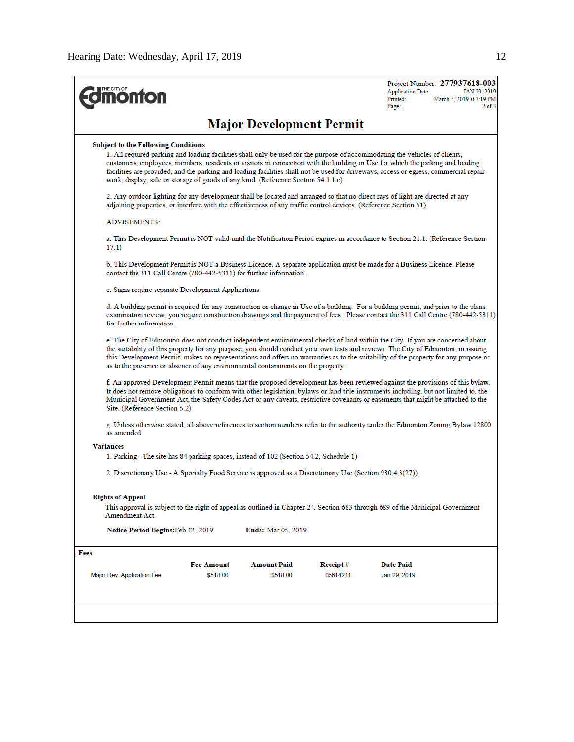THE CITY OF Edmonton

Project Number: **277937618-003**
Application Date: JAN 29, 2019
Printed: March 5, 2019 at 3:19 PM
Page: 2 of 3

# Major Development Permit

**Subject to the Following Conditions**

1. All required parking and loading facilities shall only be used for the purpose of accommodating the vehicles of clients, customers, employees, members, residents or visitors in connection with the building or Use for which the parking and loading facilities are provided, and the parking and loading facilities shall not be used for driveways, access or egress, commercial repair work, display, sale or storage of goods of any kind. (Reference Section 54.1.1.c)

2. Any outdoor lighting for any development shall be located and arranged so that no direct rays of light are directed at any adjoining properties, or interfere with the effectiveness of any traffic control devices. (Reference Section 51)

ADVISEMENTS:

a. This Development Permit is NOT valid until the Notification Period expires in accordance to Section 21.1. (Reference Section 17.1)

b. This Development Permit is NOT a Business Licence. A separate application must be made for a Business Licence. Please contact the 311 Call Centre (780-442-5311) for further information.

c. Signs require separate Development Applications.

d. A building permit is required for any construction or change in Use of a building. For a building permit, and prior to the plans examination review, you require construction drawings and the payment of fees. Please contact the 311 Call Centre (780-442-5311) for further information.

e. The City of Edmonton does not conduct independent environmental checks of land within the City. If you are concerned about the suitability of this property for any purpose, you should conduct your own tests and reviews. The City of Edmonton, in issuing this Development Permit, makes no representations and offers no warranties as to the suitability of the property for any purpose or as to the presence or absence of any environmental contaminants on the property.

f. An approved Development Permit means that the proposed development has been reviewed against the provisions of this bylaw. It does not remove obligations to conform with other legislation, bylaws or land title instruments including, but not limited to, the Municipal Government Act, the Safety Codes Act or any caveats, restrictive covenants or easements that might be attached to the Site. (Reference Section 5.2)

g. Unless otherwise stated, all above references to section numbers refer to the authority under the Edmonton Zoning Bylaw 12800 as amended.

**Variances**

1. Parking - The site has 84 parking spaces, instead of 102 (Section 54.2, Schedule 1)

2. Discretionary Use - A Specialty Food Service is approved as a Discretionary Use (Section 930.4.3(27)).

**Rights of Appeal**

This approval is subject to the right of appeal as outlined in Chapter 24, Section 683 through 689 of the Municipal Government Amendment Act.

**Notice Period Begins:** Feb 12, 2019 **Ends:** Mar 05, 2019

**Fees**

| | Fee Amount | Amount Paid | Receipt # | Date Paid |
|---|---|---|---|---|
| Major Dev. Application Fee | $518.00 | $518.00 | 05614211 | Jan 29, 2019 |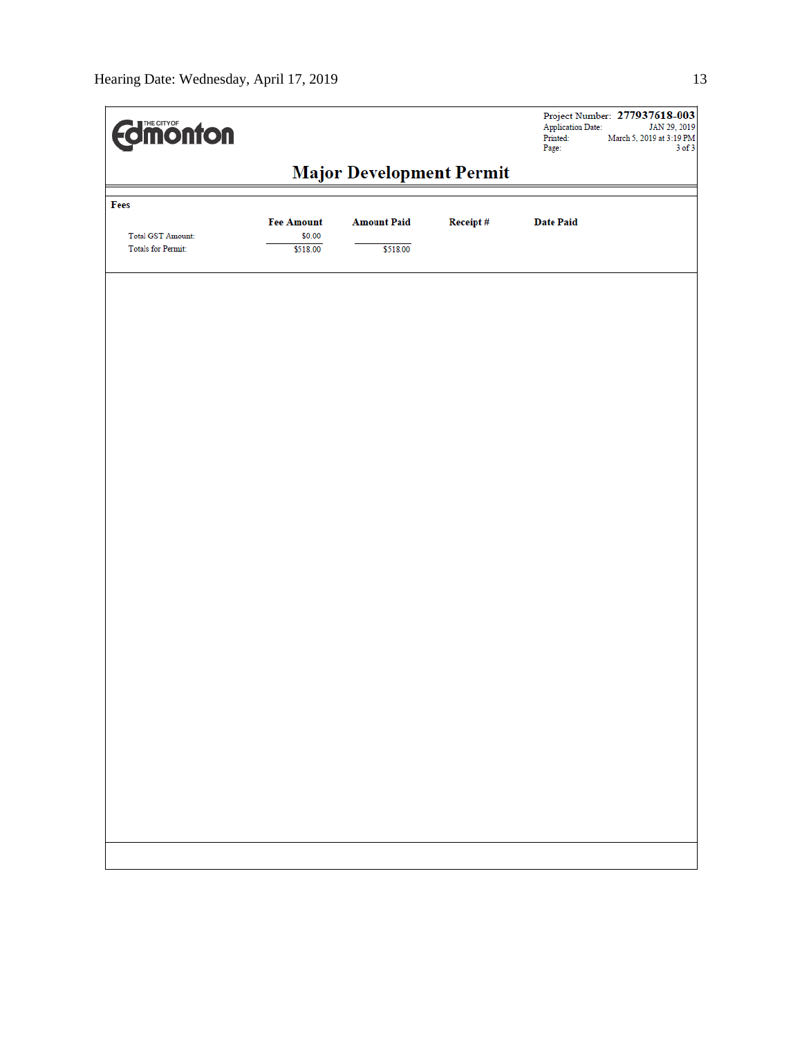THE CITY OF Edmonton

Project Number: **277937618-003**
Application Date: JAN 29, 2019
Printed: March 5, 2019 at 3:19 PM
Page: 3 of 3

## Major Development Permit

**Fees**

| | Fee Amount | Amount Paid | Receipt # | Date Paid |
|---|---|---|---|---|
| Total GST Amount: | $0.00 | | | |
| Totals for Permit: | $518.00 | $518.00 | | |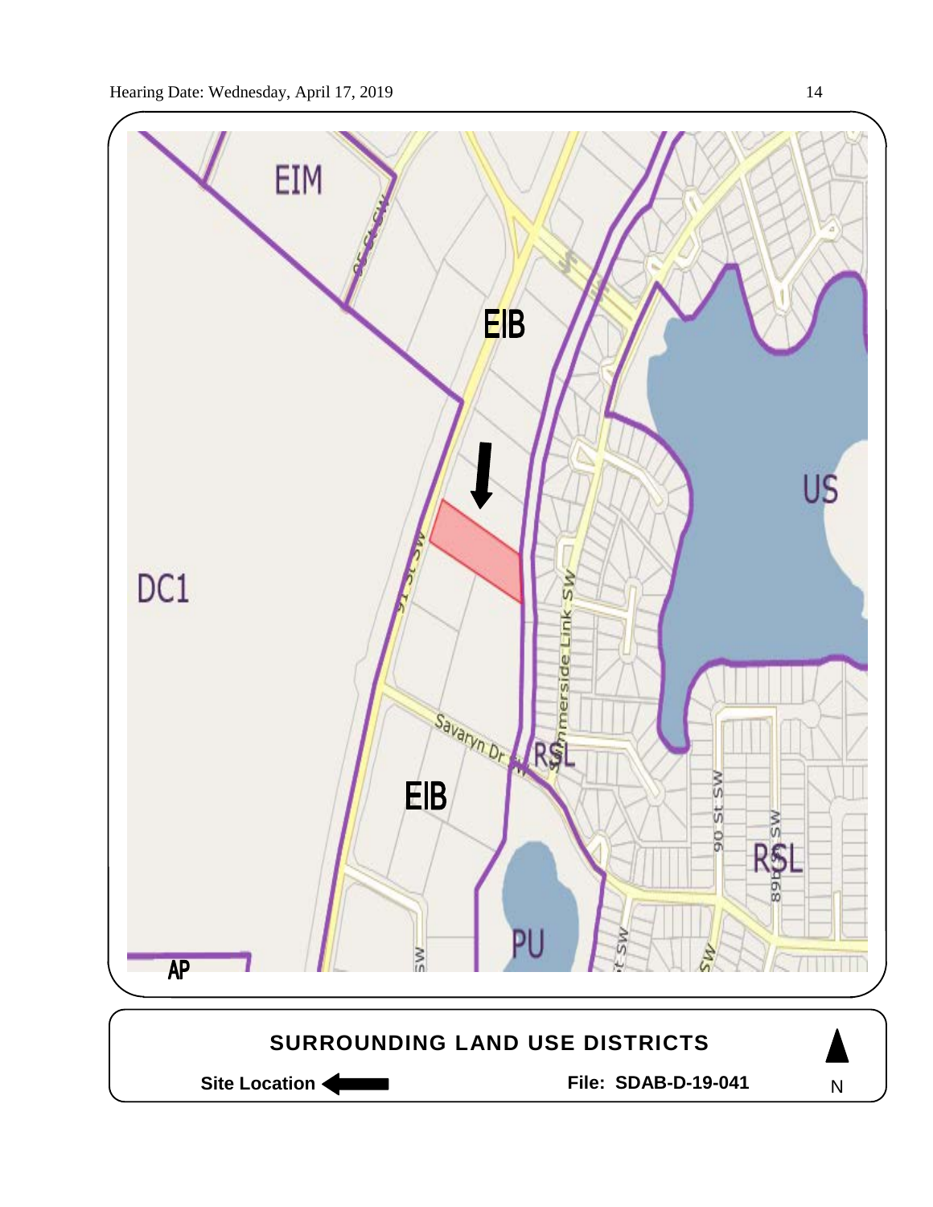EIM

EIB

DC1

US

RSL

EIB

RSL

PU

AP

91 St SW

Savaryn Dr SW

Summerside Link SW

90 St SW

89 St SW

SURROUNDING LAND USE DISTRICTS

Site Location

File: SDAB-D-19-041

N